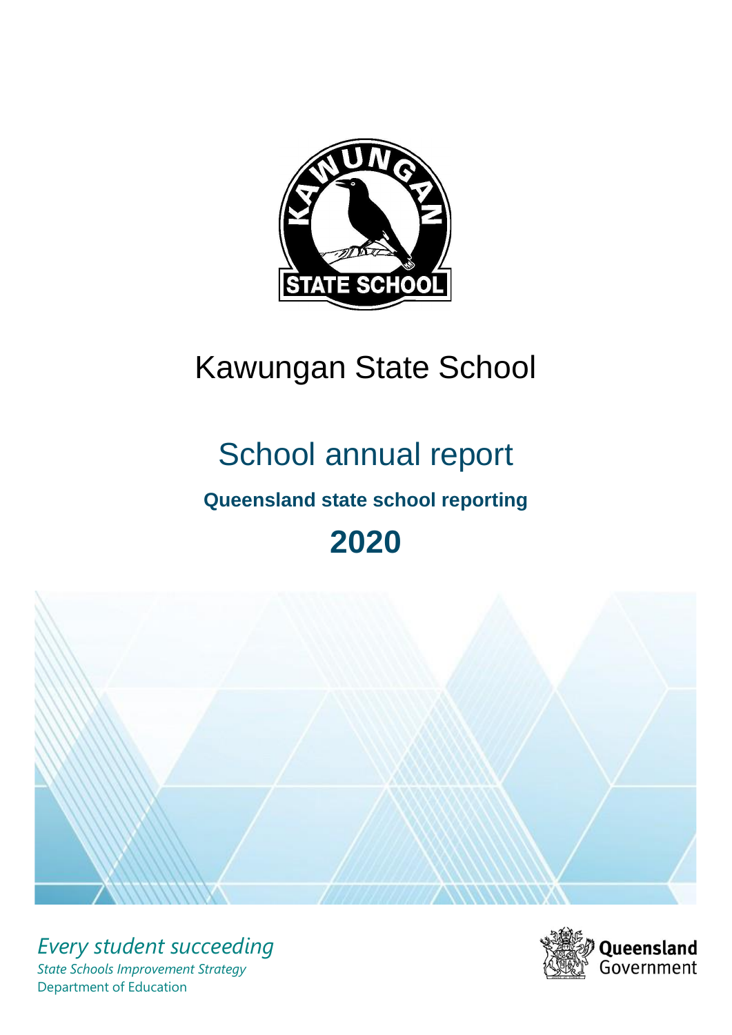# Kawungan State School

## School annual report

**Queensland state school reporting**

**2020**

*Every student succeeding*

*State Schools Improvement Strategy*

Department of Education

Queensland Government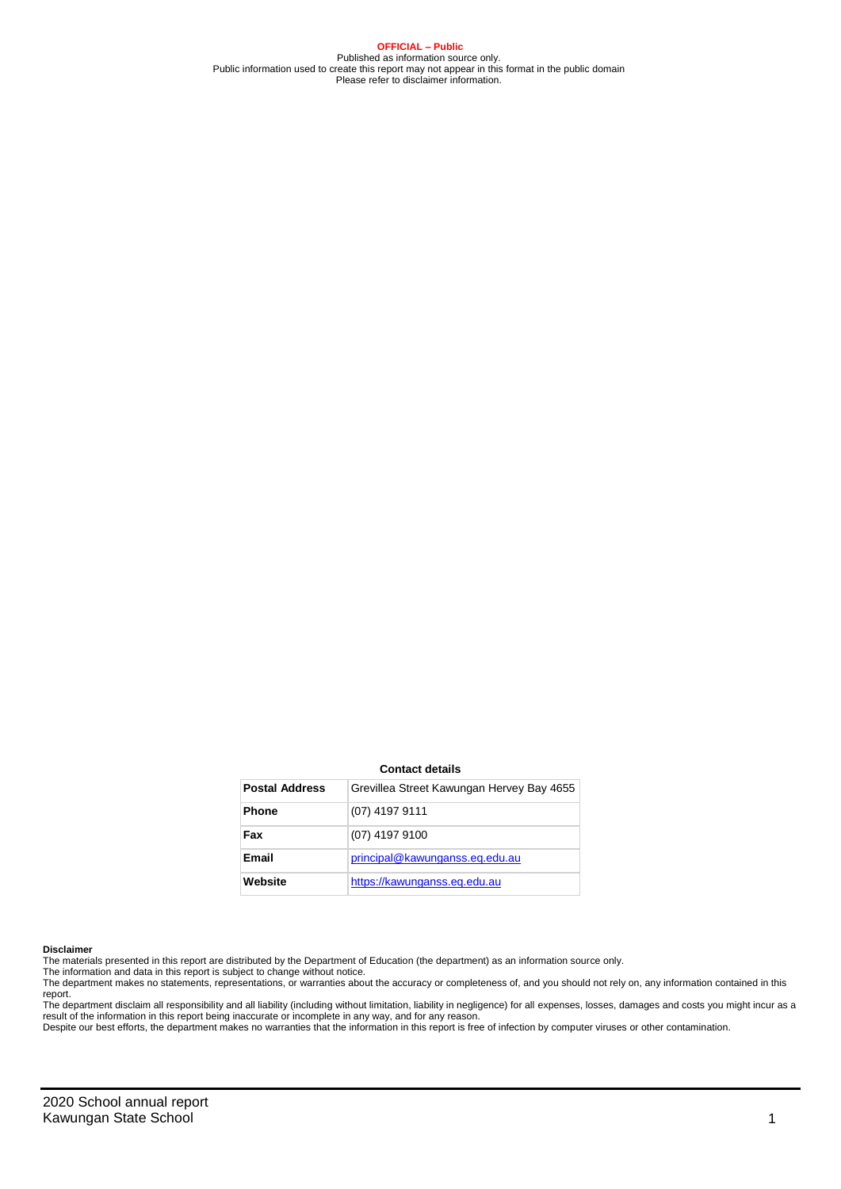**OFFICIAL – Public**

Published as information source only.
Public information used to create this report may not appear in this format in the public domain
Please refer to disclaimer information.

**Contact details**

| **Postal Address** | Grevillea Street Kawungan Hervey Bay 4655 |
|---|---|
| **Phone** | (07) 4197 9111 |
| **Fax** | (07) 4197 9100 |
| **Email** | principal@kawunganss.eq.edu.au |
| **Website** | https://kawunganss.eq.edu.au |

**Disclaimer**

The materials presented in this report are distributed by the Department of Education (the department) as an information source only.
The information and data in this report is subject to change without notice.
The department makes no statements, representations, or warranties about the accuracy or completeness of, and you should not rely on, any information contained in this report.
The department disclaim all responsibility and all liability (including without limitation, liability in negligence) for all expenses, losses, damages and costs you might incur as a result of the information in this report being inaccurate or incomplete in any way, and for any reason.
Despite our best efforts, the department makes no warranties that the information in this report is free of infection by computer viruses or other contamination.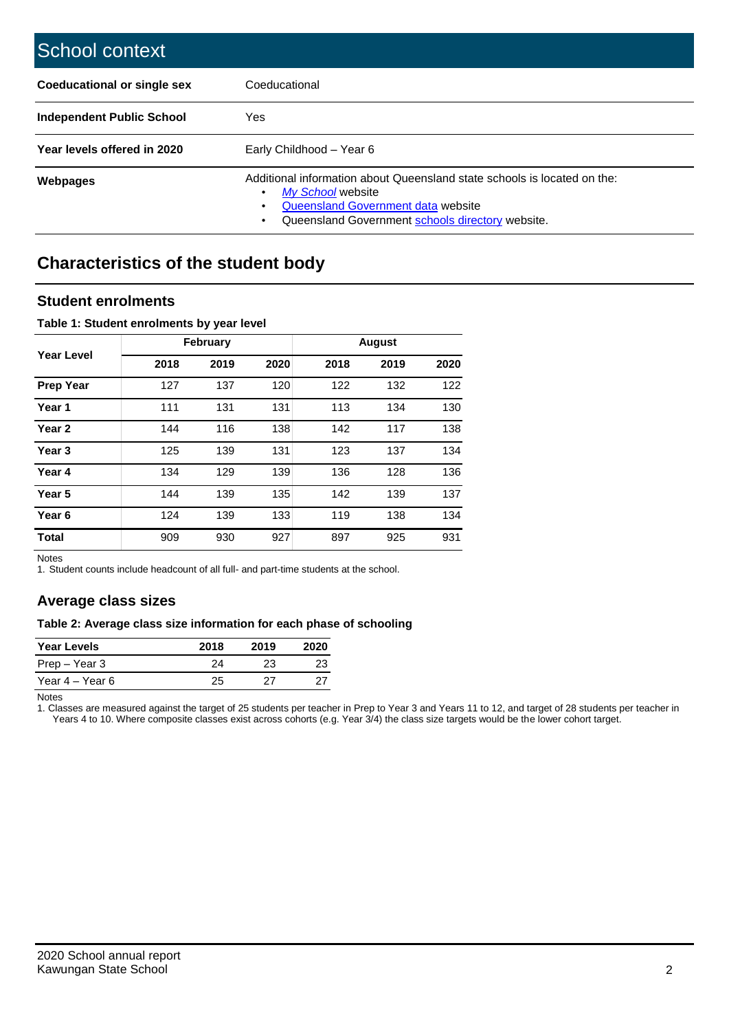# School context

| | |
|---|---|
| **Coeducational or single sex** | Coeducational |
| **Independent Public School** | Yes |
| **Year levels offered in 2020** | Early Childhood – Year 6 |
| **Webpages** | Additional information about Queensland state schools is located on the: • *My School* website • Queensland Government data website • Queensland Government schools directory website. |

## Characteristics of the student body

### Student enrolments

**Table 1: Student enrolments by year level**

| Year Level | February | | | August | | |
|---|---|---|---|---|---|---|
| | **2018** | **2019** | **2020** | **2018** | **2019** | **2020** |
| **Prep Year** | 127 | 137 | 120 | 122 | 132 | 122 |
| **Year 1** | 111 | 131 | 131 | 113 | 134 | 130 |
| **Year 2** | 144 | 116 | 138 | 142 | 117 | 138 |
| **Year 3** | 125 | 139 | 131 | 123 | 137 | 134 |
| **Year 4** | 134 | 129 | 139 | 136 | 128 | 136 |
| **Year 5** | 144 | 139 | 135 | 142 | 139 | 137 |
| **Year 6** | 124 | 139 | 133 | 119 | 138 | 134 |
| **Total** | 909 | 930 | 927 | 897 | 925 | 931 |

Notes

1. Student counts include headcount of all full- and part-time students at the school.

### Average class sizes

**Table 2: Average class size information for each phase of schooling**

| Year Levels | 2018 | 2019 | 2020 |
|---|---|---|---|
| Prep – Year 3 | 24 | 23 | 23 |
| Year 4 – Year 6 | 25 | 27 | 27 |

Notes

1. Classes are measured against the target of 25 students per teacher in Prep to Year 3 and Years 11 to 12, and target of 28 students per teacher in Years 4 to 10. Where composite classes exist across cohorts (e.g. Year 3/4) the class size targets would be the lower cohort target.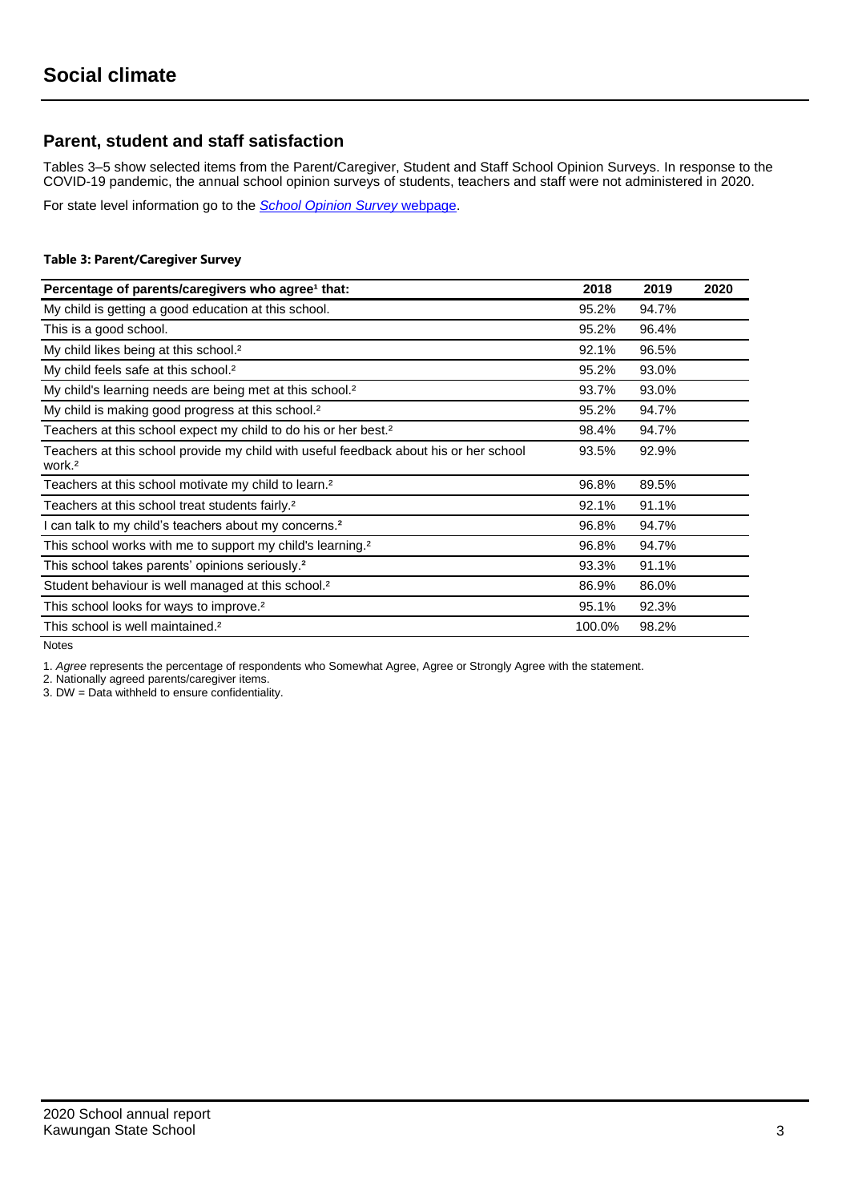# Social climate

## Parent, student and staff satisfaction

Tables 3–5 show selected items from the Parent/Caregiver, Student and Staff School Opinion Surveys. In response to the COVID-19 pandemic, the annual school opinion surveys of students, teachers and staff were not administered in 2020.

For state level information go to the *School Opinion Survey* webpage.

**Table 3: Parent/Caregiver Survey**

| Percentage of parents/caregivers who agree[1] that: | 2018 | 2019 | 2020 |
|---|---|---|---|
| My child is getting a good education at this school. | 95.2% | 94.7% | |
| This is a good school. | 95.2% | 96.4% | |
| My child likes being at this school.[2] | 92.1% | 96.5% | |
| My child feels safe at this school.[2] | 95.2% | 93.0% | |
| My child's learning needs are being met at this school.[2] | 93.7% | 93.0% | |
| My child is making good progress at this school.[2] | 95.2% | 94.7% | |
| Teachers at this school expect my child to do his or her best.[2] | 98.4% | 94.7% | |
| Teachers at this school provide my child with useful feedback about his or her school work.[2] | 93.5% | 92.9% | |
| Teachers at this school motivate my child to learn.[2] | 96.8% | 89.5% | |
| Teachers at this school treat students fairly.[2] | 92.1% | 91.1% | |
| I can talk to my child's teachers about my concerns.[2] | 96.8% | 94.7% | |
| This school works with me to support my child's learning.[2] | 96.8% | 94.7% | |
| This school takes parents' opinions seriously.[2] | 93.3% | 91.1% | |
| Student behaviour is well managed at this school.[2] | 86.9% | 86.0% | |
| This school looks for ways to improve.[2] | 95.1% | 92.3% | |
| This school is well maintained.[2] | 100.0% | 98.2% | |

Notes

1. *Agree* represents the percentage of respondents who Somewhat Agree, Agree or Strongly Agree with the statement.
2. Nationally agreed parents/caregiver items.
3. DW = Data withheld to ensure confidentiality.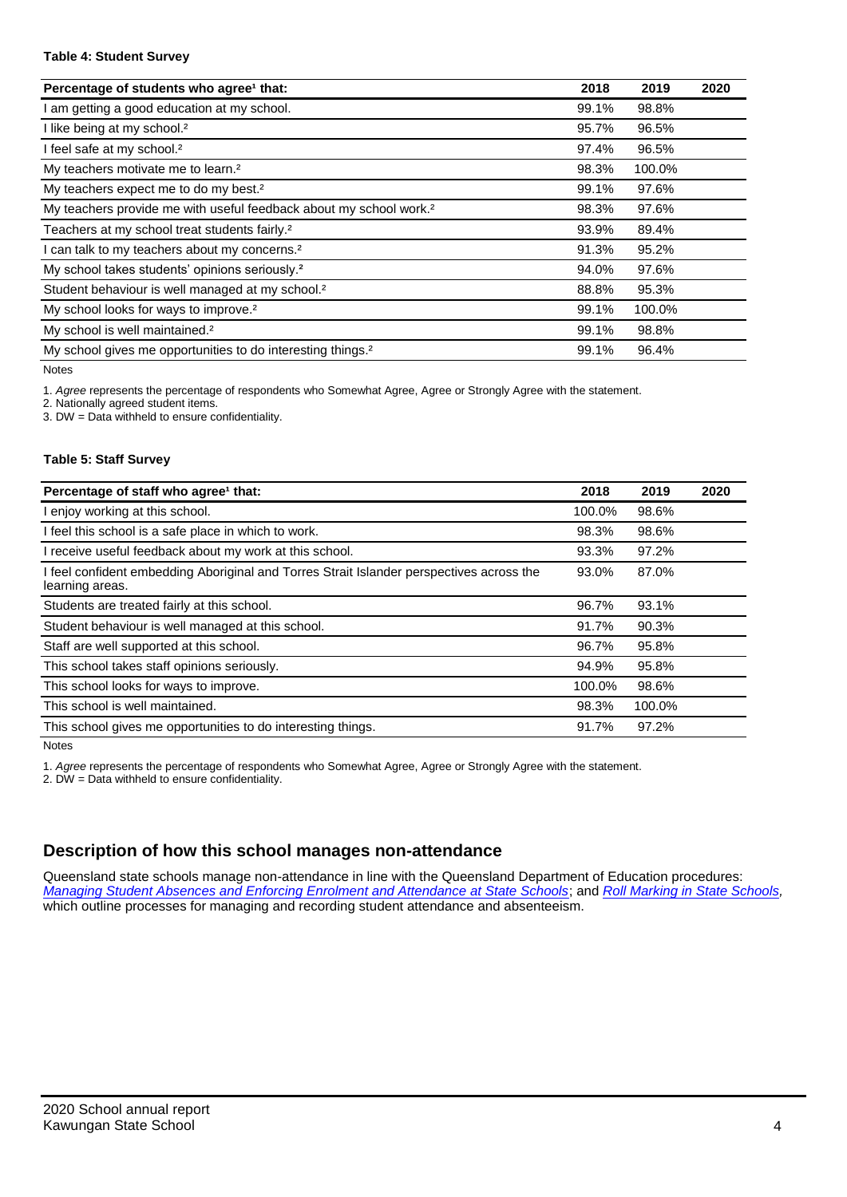**Table 4: Student Survey**

| Percentage of students who agree[1] that: | 2018 | 2019 | 2020 |
|---|---|---|---|
| I am getting a good education at my school. | 99.1% | 98.8% | |
| I like being at my school.[2] | 95.7% | 96.5% | |
| I feel safe at my school.[2] | 97.4% | 96.5% | |
| My teachers motivate me to learn.[2] | 98.3% | 100.0% | |
| My teachers expect me to do my best.[2] | 99.1% | 97.6% | |
| My teachers provide me with useful feedback about my school work.[2] | 98.3% | 97.6% | |
| Teachers at my school treat students fairly.[2] | 93.9% | 89.4% | |
| I can talk to my teachers about my concerns.[2] | 91.3% | 95.2% | |
| My school takes students' opinions seriously.[2] | 94.0% | 97.6% | |
| Student behaviour is well managed at my school.[2] | 88.8% | 95.3% | |
| My school looks for ways to improve.[2] | 99.1% | 100.0% | |
| My school is well maintained.[2] | 99.1% | 98.8% | |
| My school gives me opportunities to do interesting things.[2] | 99.1% | 96.4% | |

Notes

1. *Agree* represents the percentage of respondents who Somewhat Agree, Agree or Strongly Agree with the statement.
2. Nationally agreed student items.
3. DW = Data withheld to ensure confidentiality.

**Table 5: Staff Survey**

| Percentage of staff who agree[1] that: | 2018 | 2019 | 2020 |
|---|---|---|---|
| I enjoy working at this school. | 100.0% | 98.6% | |
| I feel this school is a safe place in which to work. | 98.3% | 98.6% | |
| I receive useful feedback about my work at this school. | 93.3% | 97.2% | |
| I feel confident embedding Aboriginal and Torres Strait Islander perspectives across the learning areas. | 93.0% | 87.0% | |
| Students are treated fairly at this school. | 96.7% | 93.1% | |
| Student behaviour is well managed at this school. | 91.7% | 90.3% | |
| Staff are well supported at this school. | 96.7% | 95.8% | |
| This school takes staff opinions seriously. | 94.9% | 95.8% | |
| This school looks for ways to improve. | 100.0% | 98.6% | |
| This school is well maintained. | 98.3% | 100.0% | |
| This school gives me opportunities to do interesting things. | 91.7% | 97.2% | |

Notes

1. *Agree* represents the percentage of respondents who Somewhat Agree, Agree or Strongly Agree with the statement.
2. DW = Data withheld to ensure confidentiality.

## Description of how this school manages non-attendance

Queensland state schools manage non-attendance in line with the Queensland Department of Education procedures: *Managing Student Absences and Enforcing Enrolment and Attendance at State Schools*; and *Roll Marking in State Schools*, which outline processes for managing and recording student attendance and absenteeism.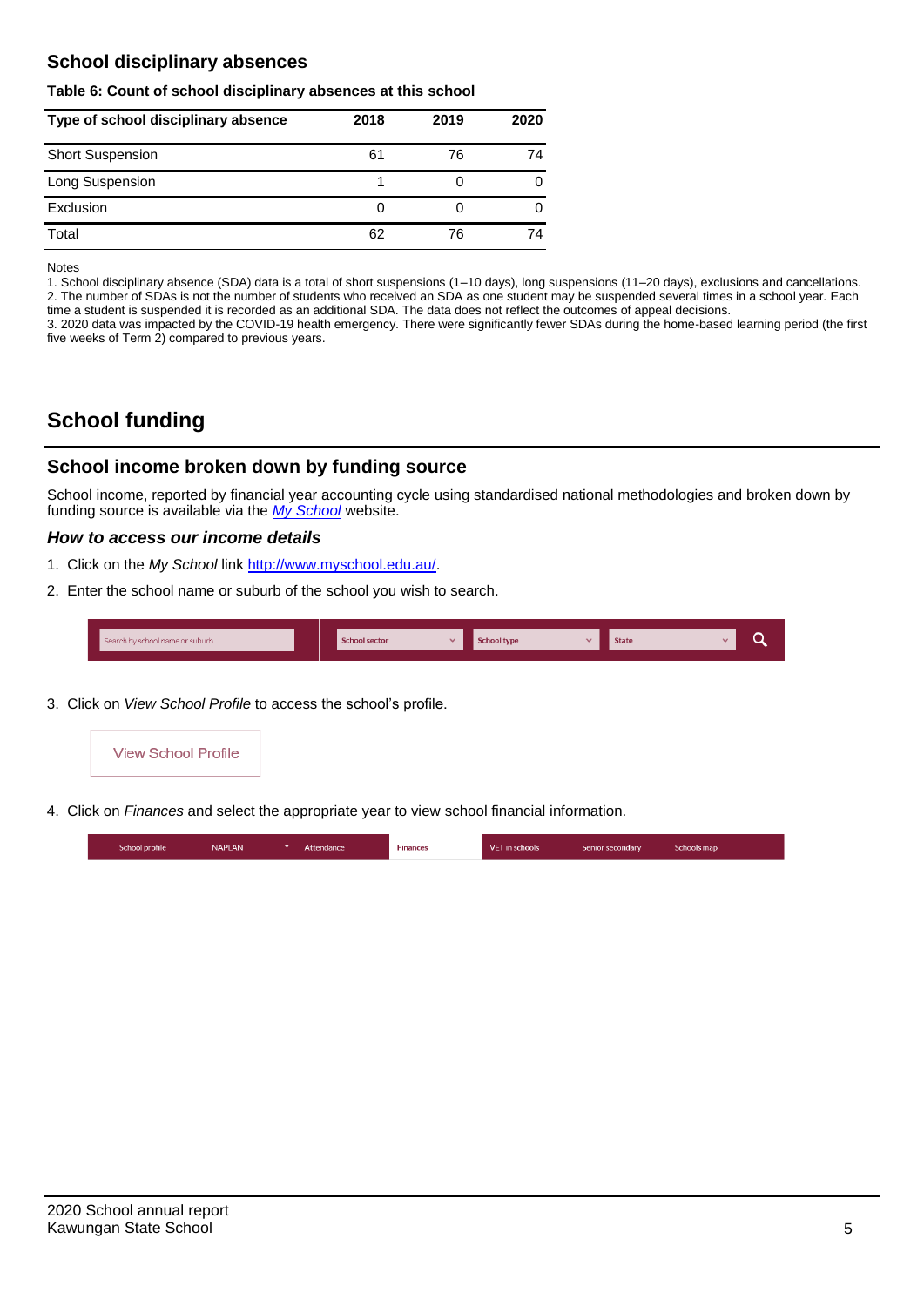## School disciplinary absences

**Table 6: Count of school disciplinary absences at this school**

| Type of school disciplinary absence | 2018 | 2019 | 2020 |
|---|---|---|---|
| Short Suspension | 61 | 76 | 74 |
| Long Suspension | 1 | 0 | 0 |
| Exclusion | 0 | 0 | 0 |
| Total | 62 | 76 | 74 |

Notes

1. School disciplinary absence (SDA) data is a total of short suspensions (1–10 days), long suspensions (11–20 days), exclusions and cancellations.
2. The number of SDAs is not the number of students who received an SDA as one student may be suspended several times in a school year. Each time a student is suspended it is recorded as an additional SDA. The data does not reflect the outcomes of appeal decisions.
3. 2020 data was impacted by the COVID-19 health emergency. There were significantly fewer SDAs during the home-based learning period (the first five weeks of Term 2) compared to previous years.

# School funding

## School income broken down by funding source

School income, reported by financial year accounting cycle using standardised national methodologies and broken down by funding source is available via the *My School* website.

### *How to access our income details*

1. Click on the *My School* link http://www.myschool.edu.au/.
2. Enter the school name or suburb of the school you wish to search.

Search by school name or suburb | School sector | School type | State

3. Click on *View School Profile* to access the school's profile.

View School Profile

4. Click on *Finances* and select the appropriate year to view school financial information.

School profile | NAPLAN | Attendance | Finances | VET in schools | Senior secondary | Schools map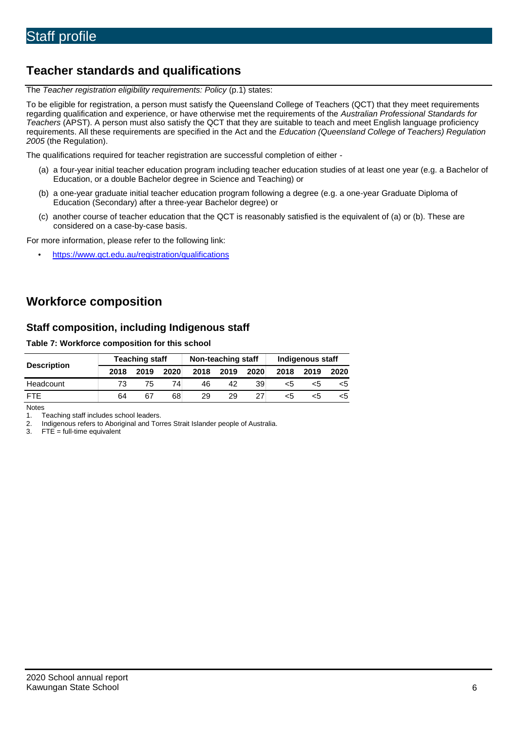# Staff profile

## Teacher standards and qualifications

The *Teacher registration eligibility requirements: Policy* (p.1) states:

To be eligible for registration, a person must satisfy the Queensland College of Teachers (QCT) that they meet requirements regarding qualification and experience, or have otherwise met the requirements of the *Australian Professional Standards for Teachers* (APST). A person must also satisfy the QCT that they are suitable to teach and meet English language proficiency requirements. All these requirements are specified in the Act and the *Education (Queensland College of Teachers) Regulation 2005* (the Regulation).

The qualifications required for teacher registration are successful completion of either -

(a) a four-year initial teacher education program including teacher education studies of at least one year (e.g. a Bachelor of Education, or a double Bachelor degree in Science and Teaching) or

(b) a one-year graduate initial teacher education program following a degree (e.g. a one-year Graduate Diploma of Education (Secondary) after a three-year Bachelor degree) or

(c) another course of teacher education that the QCT is reasonably satisfied is the equivalent of (a) or (b). These are considered on a case-by-case basis.

For more information, please refer to the following link:

- https://www.qct.edu.au/registration/qualifications

## Workforce composition

### Staff composition, including Indigenous staff

**Table 7: Workforce composition for this school**

| Description | Teaching staff | | | Non-teaching staff | | | Indigenous staff | | |
|---|---|---|---|---|---|---|---|---|---|
| | 2018 | 2019 | 2020 | 2018 | 2019 | 2020 | 2018 | 2019 | 2020 |
| Headcount | 73 | 75 | 74 | 46 | 42 | 39 | <5 | <5 | <5 |
| FTE | 64 | 67 | 68 | 29 | 29 | 27 | <5 | <5 | <5 |

Notes

1. Teaching staff includes school leaders.
2. Indigenous refers to Aboriginal and Torres Strait Islander people of Australia.
3. FTE = full-time equivalent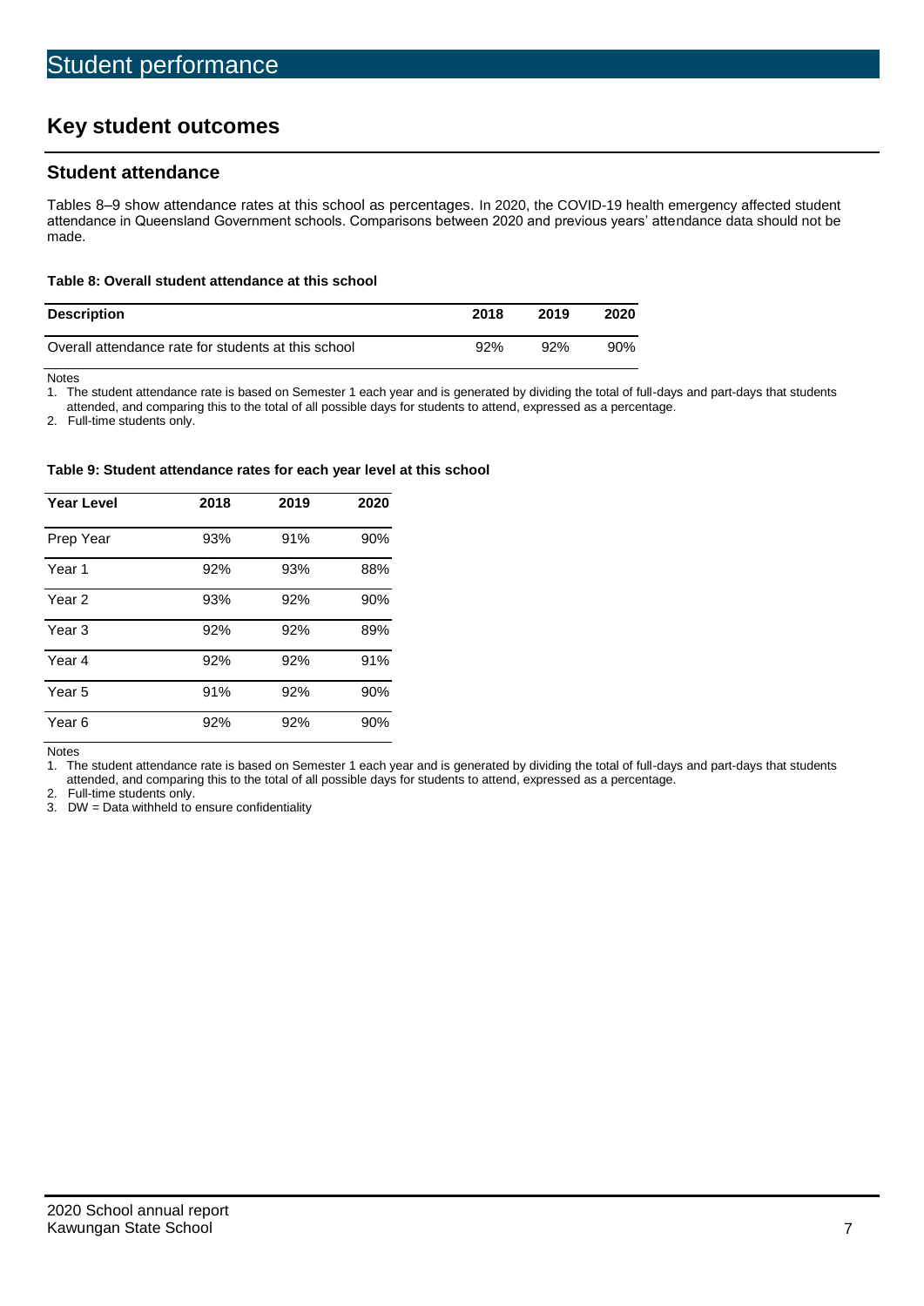# Student performance

## Key student outcomes

### Student attendance

Tables 8–9 show attendance rates at this school as percentages. In 2020, the COVID-19 health emergency affected student attendance in Queensland Government schools. Comparisons between 2020 and previous years' attendance data should not be made.

**Table 8: Overall student attendance at this school**

| Description | 2018 | 2019 | 2020 |
|---|---|---|---|
| Overall attendance rate for students at this school | 92% | 92% | 90% |

Notes

1. The student attendance rate is based on Semester 1 each year and is generated by dividing the total of full-days and part-days that students attended, and comparing this to the total of all possible days for students to attend, expressed as a percentage.
2. Full-time students only.

**Table 9: Student attendance rates for each year level at this school**

| Year Level | 2018 | 2019 | 2020 |
|---|---|---|---|
| Prep Year | 93% | 91% | 90% |
| Year 1 | 92% | 93% | 88% |
| Year 2 | 93% | 92% | 90% |
| Year 3 | 92% | 92% | 89% |
| Year 4 | 92% | 92% | 91% |
| Year 5 | 91% | 92% | 90% |
| Year 6 | 92% | 92% | 90% |

Notes

1. The student attendance rate is based on Semester 1 each year and is generated by dividing the total of full-days and part-days that students attended, and comparing this to the total of all possible days for students to attend, expressed as a percentage.
2. Full-time students only.
3. DW = Data withheld to ensure confidentiality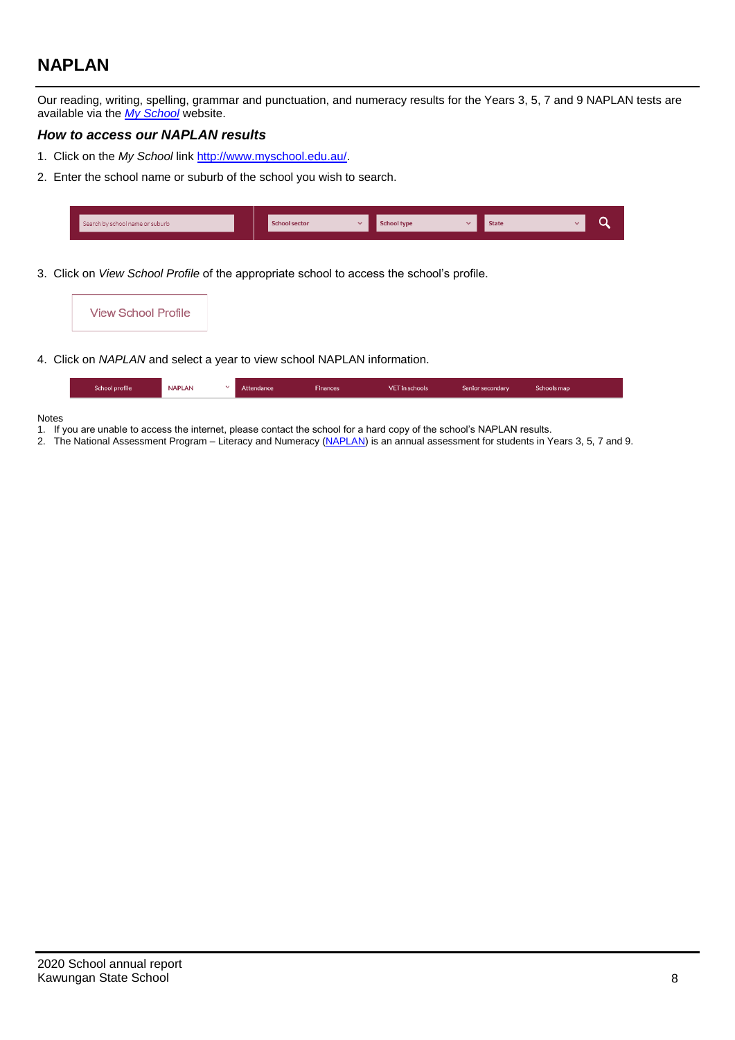# NAPLAN

Our reading, writing, spelling, grammar and punctuation, and numeracy results for the Years 3, 5, 7 and 9 NAPLAN tests are available via the *My School* website.

### *How to access our NAPLAN results*

1. Click on the *My School* link http://www.myschool.edu.au/.
2. Enter the school name or suburb of the school you wish to search.

Search by school name or suburb | School sector | School type | State

3. Click on *View School Profile* of the appropriate school to access the school's profile.

View School Profile

4. Click on *NAPLAN* and select a year to view school NAPLAN information.

School profile | NAPLAN | Attendance | Finances | VET in schools | Senior secondary | Schools map

Notes

1. If you are unable to access the internet, please contact the school for a hard copy of the school's NAPLAN results.
2. The National Assessment Program – Literacy and Numeracy (NAPLAN) is an annual assessment for students in Years 3, 5, 7 and 9.